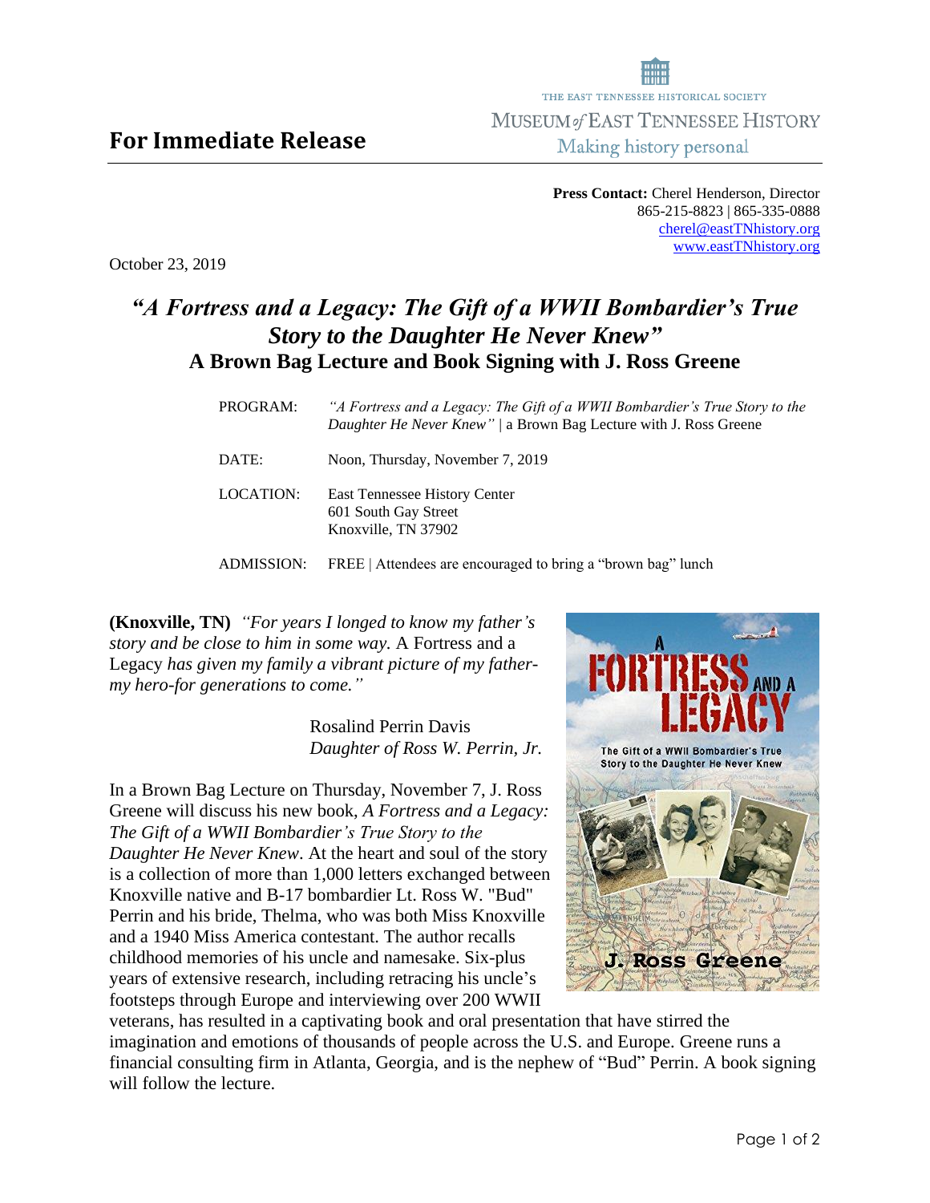THE EAST TENNESSEE HISTORICAL SOCIETY
MUSEUM *of* EAST TENNESSEE HISTORY
Making history personal

# For Immediate Release

**Press Contact:** Cherel Henderson, Director
865-215-8823 | 865-335-0888
cherel@eastTNhistory.org
www.eastTNhistory.org

October 23, 2019

## *"A Fortress and a Legacy: The Gift of a WWII Bombardier's True Story to the Daughter He Never Knew"*
## A Brown Bag Lecture and Book Signing with J. Ross Greene

| | |
|---|---|
| PROGRAM: | *"A Fortress and a Legacy: The Gift of a WWII Bombardier's True Story to the Daughter He Never Knew"* \| a Brown Bag Lecture with J. Ross Greene |
| DATE: | Noon, Thursday, November 7, 2019 |
| LOCATION: | East Tennessee History Center<br>601 South Gay Street<br>Knoxville, TN 37902 |
| ADMISSION: | FREE \| Attendees are encouraged to bring a "brown bag" lunch |

**(Knoxville, TN)** *"For years I longed to know my father's story and be close to him in some way.* A Fortress and a Legacy *has given my family a vibrant picture of my father-my hero-for generations to come."*

Rosalind Perrin Davis
*Daughter of Ross W. Perrin, Jr.*

In a Brown Bag Lecture on Thursday, November 7, J. Ross Greene will discuss his new book, *A Fortress and a Legacy: The Gift of a WWII Bombardier's True Story to the Daughter He Never Knew*. At the heart and soul of the story is a collection of more than 1,000 letters exchanged between Knoxville native and B-17 bombardier Lt. Ross W. "Bud" Perrin and his bride, Thelma, who was both Miss Knoxville and a 1940 Miss America contestant. The author recalls childhood memories of his uncle and namesake. Six-plus years of extensive research, including retracing his uncle's footsteps through Europe and interviewing over 200 WWII veterans, has resulted in a captivating book and oral presentation that have stirred the imagination and emotions of thousands of people across the U.S. and Europe. Greene runs a financial consulting firm in Atlanta, Georgia, and is the nephew of "Bud" Perrin. A book signing will follow the lecture.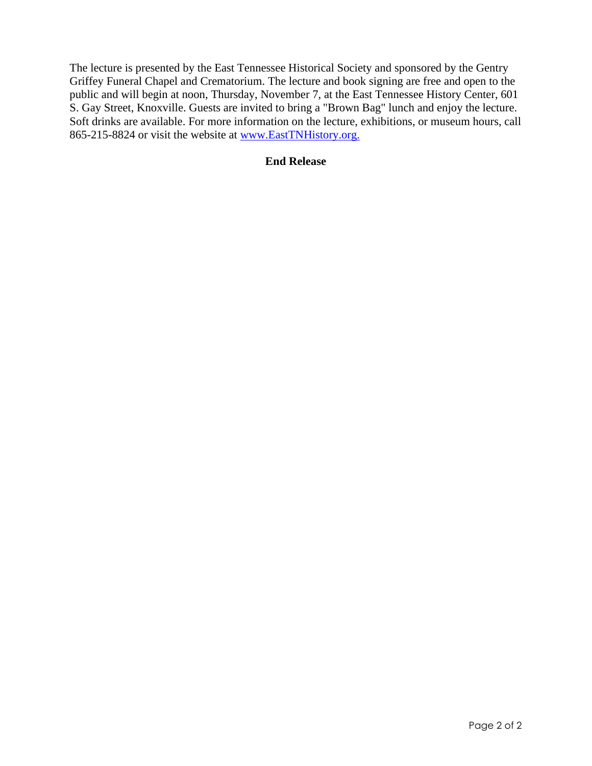The lecture is presented by the East Tennessee Historical Society and sponsored by the Gentry Griffey Funeral Chapel and Crematorium. The lecture and book signing are free and open to the public and will begin at noon, Thursday, November 7, at the East Tennessee History Center, 601 S. Gay Street, Knoxville. Guests are invited to bring a "Brown Bag" lunch and enjoy the lecture. Soft drinks are available. For more information on the lecture, exhibitions, or museum hours, call 865-215-8824 or visit the website at [www.EastTNHistory.org.](http://www.EastTNHistory.org)

**End Release**